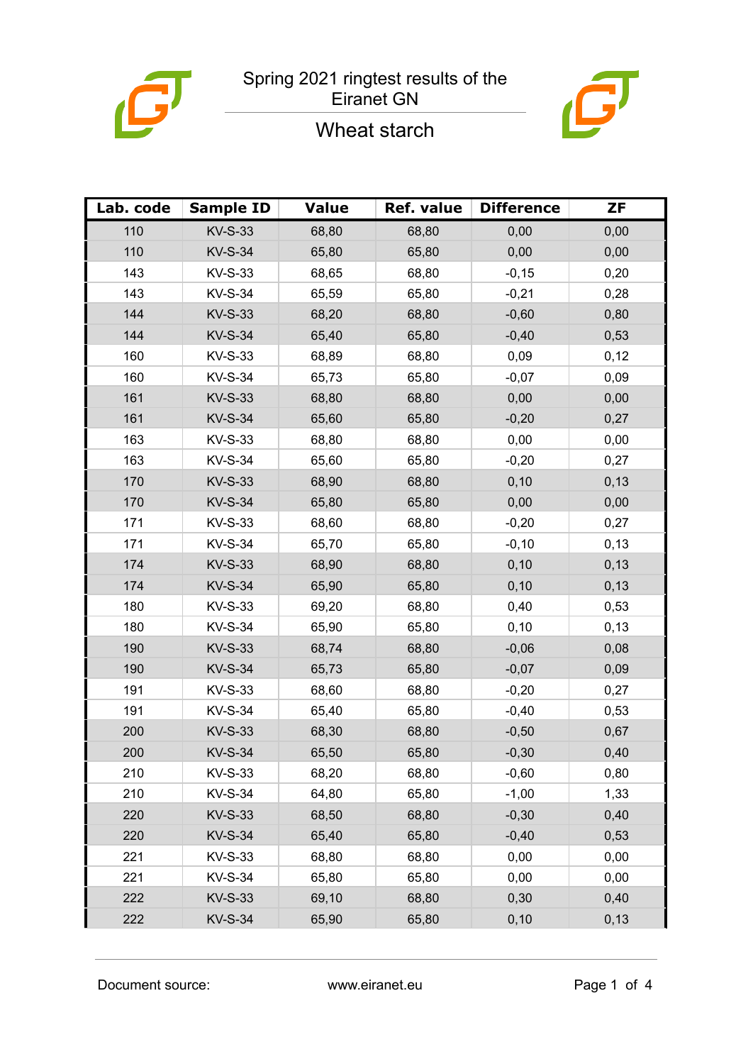# Spring 2021 ringtest results of the Eiranet GN

## Wheat starch

| Lab. code | Sample ID | Value | Ref. value | Difference | ZF |
|---|---|---|---|---|---|
| 110 | KV-S-33 | 68,80 | 68,80 | 0,00 | 0,00 |
| 110 | KV-S-34 | 65,80 | 65,80 | 0,00 | 0,00 |
| 143 | KV-S-33 | 68,65 | 68,80 | -0,15 | 0,20 |
| 143 | KV-S-34 | 65,59 | 65,80 | -0,21 | 0,28 |
| 144 | KV-S-33 | 68,20 | 68,80 | -0,60 | 0,80 |
| 144 | KV-S-34 | 65,40 | 65,80 | -0,40 | 0,53 |
| 160 | KV-S-33 | 68,89 | 68,80 | 0,09 | 0,12 |
| 160 | KV-S-34 | 65,73 | 65,80 | -0,07 | 0,09 |
| 161 | KV-S-33 | 68,80 | 68,80 | 0,00 | 0,00 |
| 161 | KV-S-34 | 65,60 | 65,80 | -0,20 | 0,27 |
| 163 | KV-S-33 | 68,80 | 68,80 | 0,00 | 0,00 |
| 163 | KV-S-34 | 65,60 | 65,80 | -0,20 | 0,27 |
| 170 | KV-S-33 | 68,90 | 68,80 | 0,10 | 0,13 |
| 170 | KV-S-34 | 65,80 | 65,80 | 0,00 | 0,00 |
| 171 | KV-S-33 | 68,60 | 68,80 | -0,20 | 0,27 |
| 171 | KV-S-34 | 65,70 | 65,80 | -0,10 | 0,13 |
| 174 | KV-S-33 | 68,90 | 68,80 | 0,10 | 0,13 |
| 174 | KV-S-34 | 65,90 | 65,80 | 0,10 | 0,13 |
| 180 | KV-S-33 | 69,20 | 68,80 | 0,40 | 0,53 |
| 180 | KV-S-34 | 65,90 | 65,80 | 0,10 | 0,13 |
| 190 | KV-S-33 | 68,74 | 68,80 | -0,06 | 0,08 |
| 190 | KV-S-34 | 65,73 | 65,80 | -0,07 | 0,09 |
| 191 | KV-S-33 | 68,60 | 68,80 | -0,20 | 0,27 |
| 191 | KV-S-34 | 65,40 | 65,80 | -0,40 | 0,53 |
| 200 | KV-S-33 | 68,30 | 68,80 | -0,50 | 0,67 |
| 200 | KV-S-34 | 65,50 | 65,80 | -0,30 | 0,40 |
| 210 | KV-S-33 | 68,20 | 68,80 | -0,60 | 0,80 |
| 210 | KV-S-34 | 64,80 | 65,80 | -1,00 | 1,33 |
| 220 | KV-S-33 | 68,50 | 68,80 | -0,30 | 0,40 |
| 220 | KV-S-34 | 65,40 | 65,80 | -0,40 | 0,53 |
| 221 | KV-S-33 | 68,80 | 68,80 | 0,00 | 0,00 |
| 221 | KV-S-34 | 65,80 | 65,80 | 0,00 | 0,00 |
| 222 | KV-S-33 | 69,10 | 68,80 | 0,30 | 0,40 |
| 222 | KV-S-34 | 65,90 | 65,80 | 0,10 | 0,13 |

Document source: www.eiranet.eu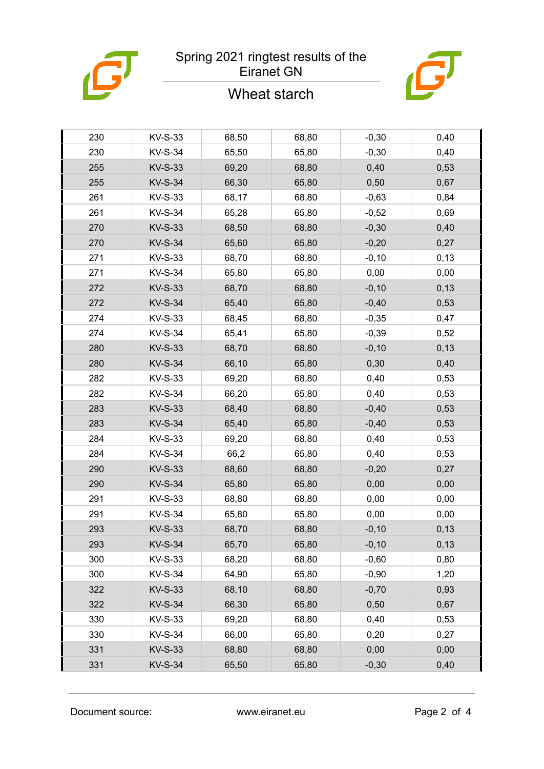| 230 | KV-S-33 | 68,50 | 68,80 | -0,30 | 0,40 |
|---|---|---|---|---|---|
| 230 | KV-S-34 | 65,50 | 65,80 | -0,30 | 0,40 |
| 255 | KV-S-33 | 69,20 | 68,80 | 0,40 | 0,53 |
| 255 | KV-S-34 | 66,30 | 65,80 | 0,50 | 0,67 |
| 261 | KV-S-33 | 68,17 | 68,80 | -0,63 | 0,84 |
| 261 | KV-S-34 | 65,28 | 65,80 | -0,52 | 0,69 |
| 270 | KV-S-33 | 68,50 | 68,80 | -0,30 | 0,40 |
| 270 | KV-S-34 | 65,60 | 65,80 | -0,20 | 0,27 |
| 271 | KV-S-33 | 68,70 | 68,80 | -0,10 | 0,13 |
| 271 | KV-S-34 | 65,80 | 65,80 | 0,00 | 0,00 |
| 272 | KV-S-33 | 68,70 | 68,80 | -0,10 | 0,13 |
| 272 | KV-S-34 | 65,40 | 65,80 | -0,40 | 0,53 |
| 274 | KV-S-33 | 68,45 | 68,80 | -0,35 | 0,47 |
| 274 | KV-S-34 | 65,41 | 65,80 | -0,39 | 0,52 |
| 280 | KV-S-33 | 68,70 | 68,80 | -0,10 | 0,13 |
| 280 | KV-S-34 | 66,10 | 65,80 | 0,30 | 0,40 |
| 282 | KV-S-33 | 69,20 | 68,80 | 0,40 | 0,53 |
| 282 | KV-S-34 | 66,20 | 65,80 | 0,40 | 0,53 |
| 283 | KV-S-33 | 68,40 | 68,80 | -0,40 | 0,53 |
| 283 | KV-S-34 | 65,40 | 65,80 | -0,40 | 0,53 |
| 284 | KV-S-33 | 69,20 | 68,80 | 0,40 | 0,53 |
| 284 | KV-S-34 | 66,2 | 65,80 | 0,40 | 0,53 |
| 290 | KV-S-33 | 68,60 | 68,80 | -0,20 | 0,27 |
| 290 | KV-S-34 | 65,80 | 65,80 | 0,00 | 0,00 |
| 291 | KV-S-33 | 68,80 | 68,80 | 0,00 | 0,00 |
| 291 | KV-S-34 | 65,80 | 65,80 | 0,00 | 0,00 |
| 293 | KV-S-33 | 68,70 | 68,80 | -0,10 | 0,13 |
| 293 | KV-S-34 | 65,70 | 65,80 | -0,10 | 0,13 |
| 300 | KV-S-33 | 68,20 | 68,80 | -0,60 | 0,80 |
| 300 | KV-S-34 | 64,90 | 65,80 | -0,90 | 1,20 |
| 322 | KV-S-33 | 68,10 | 68,80 | -0,70 | 0,93 |
| 322 | KV-S-34 | 66,30 | 65,80 | 0,50 | 0,67 |
| 330 | KV-S-33 | 69,20 | 68,80 | 0,40 | 0,53 |
| 330 | KV-S-34 | 66,00 | 65,80 | 0,20 | 0,27 |
| 331 | KV-S-33 | 68,80 | 68,80 | 0,00 | 0,00 |
| 331 | KV-S-34 | 65,50 | 65,80 | -0,30 | 0,40 |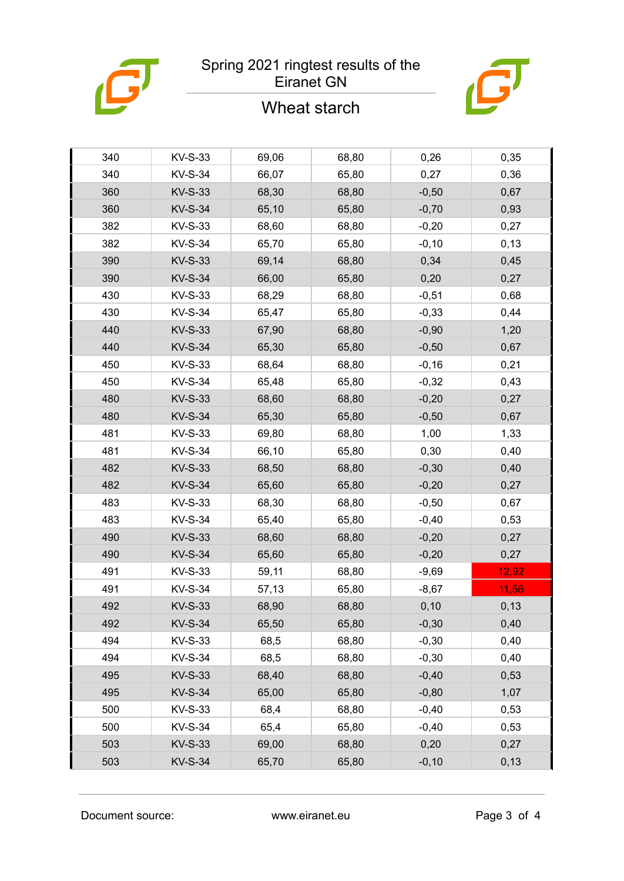Spring 2021 ringtest results of the Eiranet GN

## Wheat starch

| | | | | | |
|---|---|---|---|---|---|
| 340 | KV-S-33 | 69,06 | 68,80 | 0,26 | 0,35 |
| 340 | KV-S-34 | 66,07 | 65,80 | 0,27 | 0,36 |
| 360 | KV-S-33 | 68,30 | 68,80 | -0,50 | 0,67 |
| 360 | KV-S-34 | 65,10 | 65,80 | -0,70 | 0,93 |
| 382 | KV-S-33 | 68,60 | 68,80 | -0,20 | 0,27 |
| 382 | KV-S-34 | 65,70 | 65,80 | -0,10 | 0,13 |
| 390 | KV-S-33 | 69,14 | 68,80 | 0,34 | 0,45 |
| 390 | KV-S-34 | 66,00 | 65,80 | 0,20 | 0,27 |
| 430 | KV-S-33 | 68,29 | 68,80 | -0,51 | 0,68 |
| 430 | KV-S-34 | 65,47 | 65,80 | -0,33 | 0,44 |
| 440 | KV-S-33 | 67,90 | 68,80 | -0,90 | 1,20 |
| 440 | KV-S-34 | 65,30 | 65,80 | -0,50 | 0,67 |
| 450 | KV-S-33 | 68,64 | 68,80 | -0,16 | 0,21 |
| 450 | KV-S-34 | 65,48 | 65,80 | -0,32 | 0,43 |
| 480 | KV-S-33 | 68,60 | 68,80 | -0,20 | 0,27 |
| 480 | KV-S-34 | 65,30 | 65,80 | -0,50 | 0,67 |
| 481 | KV-S-33 | 69,80 | 68,80 | 1,00 | 1,33 |
| 481 | KV-S-34 | 66,10 | 65,80 | 0,30 | 0,40 |
| 482 | KV-S-33 | 68,50 | 68,80 | -0,30 | 0,40 |
| 482 | KV-S-34 | 65,60 | 65,80 | -0,20 | 0,27 |
| 483 | KV-S-33 | 68,30 | 68,80 | -0,50 | 0,67 |
| 483 | KV-S-34 | 65,40 | 65,80 | -0,40 | 0,53 |
| 490 | KV-S-33 | 68,60 | 68,80 | -0,20 | 0,27 |
| 490 | KV-S-34 | 65,60 | 65,80 | -0,20 | 0,27 |
| 491 | KV-S-33 | 59,11 | 68,80 | -9,69 | 12,92 |
| 491 | KV-S-34 | 57,13 | 65,80 | -8,67 | 11,56 |
| 492 | KV-S-33 | 68,90 | 68,80 | 0,10 | 0,13 |
| 492 | KV-S-34 | 65,50 | 65,80 | -0,30 | 0,40 |
| 494 | KV-S-33 | 68,5 | 68,80 | -0,30 | 0,40 |
| 494 | KV-S-34 | 68,5 | 68,80 | -0,30 | 0,40 |
| 495 | KV-S-33 | 68,40 | 68,80 | -0,40 | 0,53 |
| 495 | KV-S-34 | 65,00 | 65,80 | -0,80 | 1,07 |
| 500 | KV-S-33 | 68,4 | 68,80 | -0,40 | 0,53 |
| 500 | KV-S-34 | 65,4 | 65,80 | -0,40 | 0,53 |
| 503 | KV-S-33 | 69,00 | 68,80 | 0,20 | 0,27 |
| 503 | KV-S-34 | 65,70 | 65,80 | -0,10 | 0,13 |

Document source: www.eiranet.eu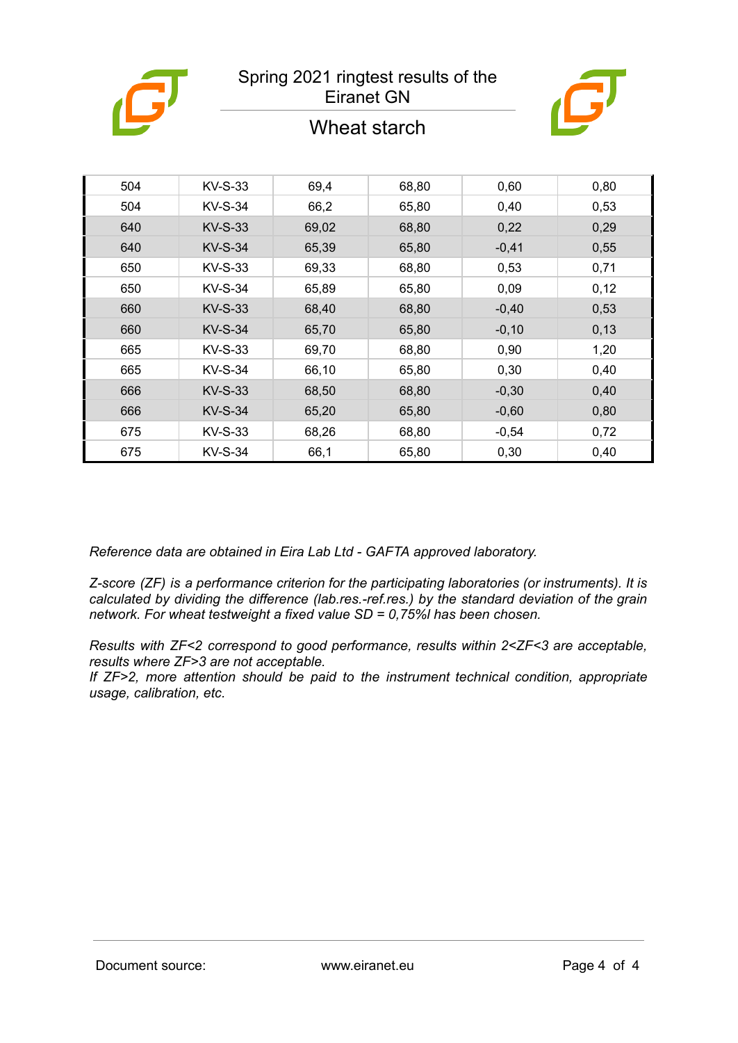Spring 2021 ringtest results of the Eiranet GN

Wheat starch

| | | | | | |
|---|---|---|---|---|---|
| 504 | KV-S-33 | 69,4 | 68,80 | 0,60 | 0,80 |
| 504 | KV-S-34 | 66,2 | 65,80 | 0,40 | 0,53 |
| 640 | KV-S-33 | 69,02 | 68,80 | 0,22 | 0,29 |
| 640 | KV-S-34 | 65,39 | 65,80 | -0,41 | 0,55 |
| 650 | KV-S-33 | 69,33 | 68,80 | 0,53 | 0,71 |
| 650 | KV-S-34 | 65,89 | 65,80 | 0,09 | 0,12 |
| 660 | KV-S-33 | 68,40 | 68,80 | -0,40 | 0,53 |
| 660 | KV-S-34 | 65,70 | 65,80 | -0,10 | 0,13 |
| 665 | KV-S-33 | 69,70 | 68,80 | 0,90 | 1,20 |
| 665 | KV-S-34 | 66,10 | 65,80 | 0,30 | 0,40 |
| 666 | KV-S-33 | 68,50 | 68,80 | -0,30 | 0,40 |
| 666 | KV-S-34 | 65,20 | 65,80 | -0,60 | 0,80 |
| 675 | KV-S-33 | 68,26 | 68,80 | -0,54 | 0,72 |
| 675 | KV-S-34 | 66,1 | 65,80 | 0,30 | 0,40 |

*Reference data are obtained in Eira Lab Ltd - GAFTA approved laboratory.*

*Z-score (ZF) is a performance criterion for the participating laboratories (or instruments). It is calculated by dividing the difference (lab.res.-ref.res.) by the standard deviation of the grain network. For wheat testweight a fixed value SD = 0,75%l has been chosen.*

*Results with ZF<2 correspond to good performance, results within 2<ZF<3 are acceptable, results where ZF>3 are not acceptable.*
*If ZF>2, more attention should be paid to the instrument technical condition, appropriate usage, calibration, etc.*

Document source: www.eiranet.eu